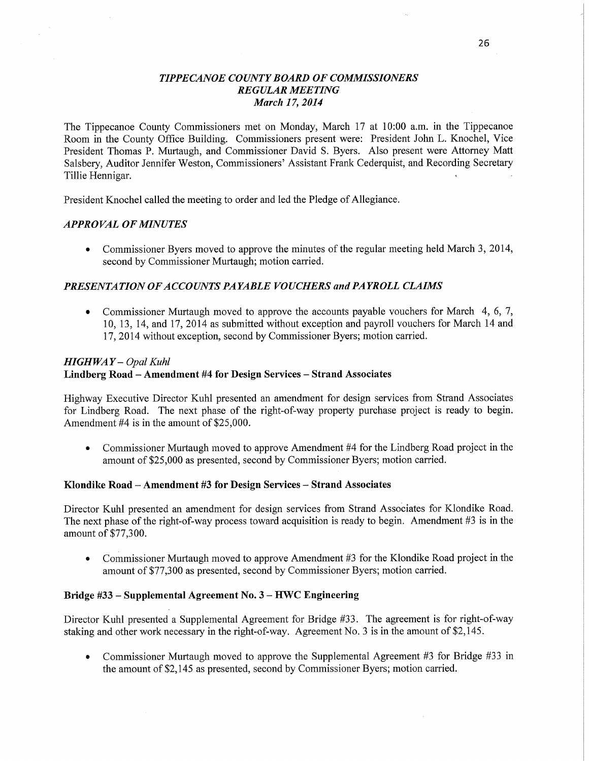# *TIPPECANOE COUNTY BOARD OF COMMISSIONERS*
## *REGULAR MEETING*
### *March 17, 2014*

The Tippecanoe County Commissioners met on Monday, March 17 at 10:00 a.m. in the Tippecanoe Room in the County Office Building. Commissioners present were: President John L. Knochel, Vice President Thomas P. Murtaugh, and Commissioner David S. Byers. Also present were Attorney Matt Salsbery, Auditor Jennifer Weston, Commissioners' Assistant Frank Cederquist, and Recording Secretary Tillie Hennigar.

President Knochel called the meeting to order and led the Pledge of Allegiance.

### *APPROVAL OF MINUTES*

- Commissioner Byers moved to approve the minutes of the regular meeting held March 3, 2014, second by Commissioner Murtaugh; motion carried.

### *PRESENTATION OF ACCOUNTS PAYABLE VOUCHERS and PAYROLL CLAIMS*

- Commissioner Murtaugh moved to approve the accounts payable vouchers for March 4, 6, 7, 10, 13, 14, and 17, 2014 as submitted without exception and payroll vouchers for March 14 and 17, 2014 without exception, second by Commissioner Byers; motion carried.

### *HIGHWAY – Opal Kuhl*

**Lindberg Road – Amendment #4 for Design Services – Strand Associates**

Highway Executive Director Kuhl presented an amendment for design services from Strand Associates for Lindberg Road. The next phase of the right-of-way property purchase project is ready to begin. Amendment #4 is in the amount of $25,000.

- Commissioner Murtaugh moved to approve Amendment #4 for the Lindberg Road project in the amount of $25,000 as presented, second by Commissioner Byers; motion carried.

**Klondike Road – Amendment #3 for Design Services – Strand Associates**

Director Kuhl presented an amendment for design services from Strand Associates for Klondike Road. The next phase of the right-of-way process toward acquisition is ready to begin. Amendment #3 is in the amount of $77,300.

- Commissioner Murtaugh moved to approve Amendment #3 for the Klondike Road project in the amount of $77,300 as presented, second by Commissioner Byers; motion carried.

**Bridge #33 – Supplemental Agreement No. 3 – HWC Engineering**

Director Kuhl presented a Supplemental Agreement for Bridge #33. The agreement is for right-of-way staking and other work necessary in the right-of-way. Agreement No. 3 is in the amount of $2,145.

- Commissioner Murtaugh moved to approve the Supplemental Agreement #3 for Bridge #33 in the amount of $2,145 as presented, second by Commissioner Byers; motion carried.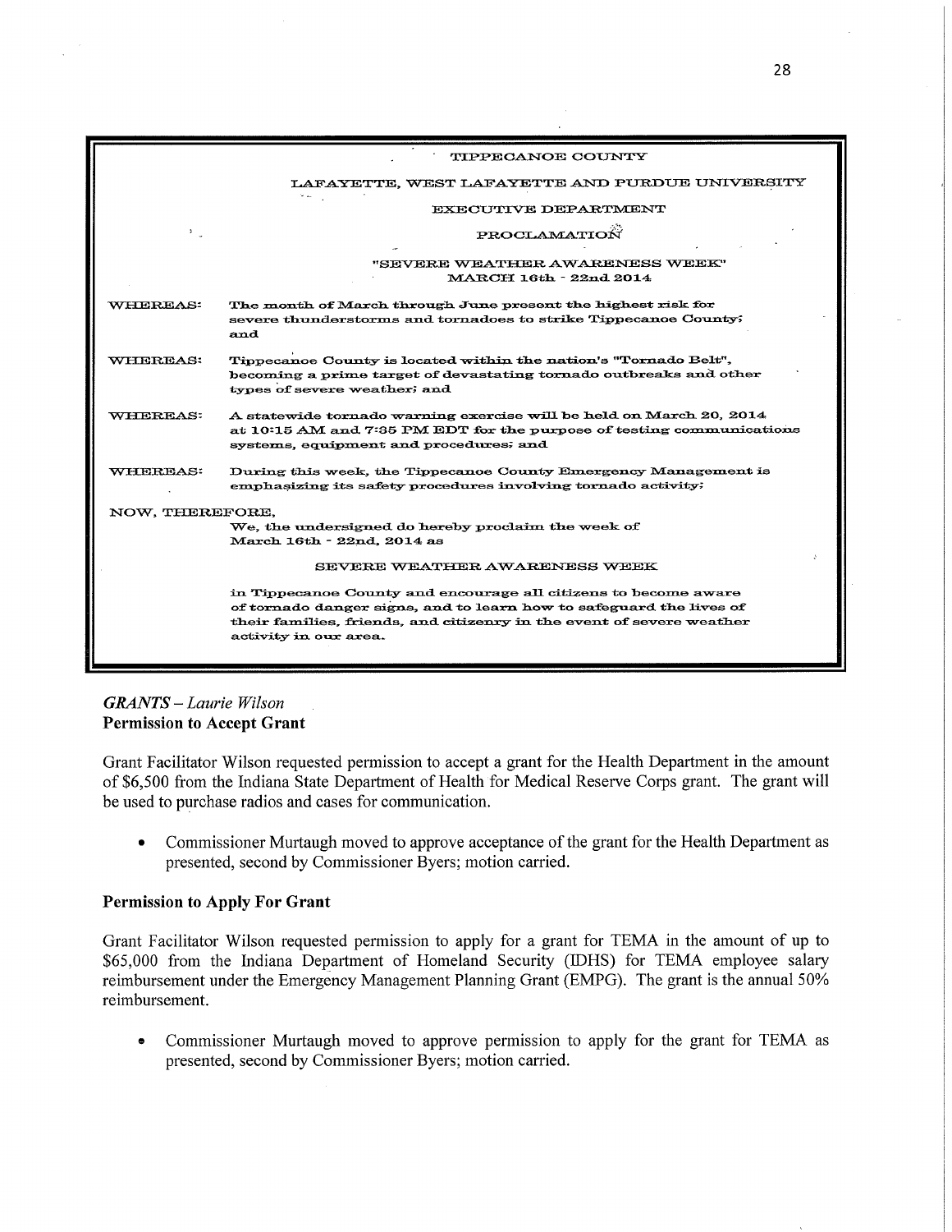TIPPECANOE COUNTY

LAFAYETTE, WEST LAFAYETTE AND PURDUE UNIVERSITY

EXECUTIVE DEPARTMENT

PROCLAMATION

"SEVERE WEATHER AWARENESS WEEK"
MARCH 16th - 22nd 2014

WHEREAS: The month of March through June present the highest risk for severe thunderstorms and tornadoes to strike Tippecanoe County; and

WHEREAS: Tippecanoe County is located within the nation's "Tornado Belt", becoming a prime target of devastating tornado outbreaks and other types of severe weather; and

WHEREAS: A statewide tornado warning exercise will be held on March 20, 2014 at 10:15 AM and 7:35 PM EDT for the purpose of testing communications systems, equipment and procedures; and

WHEREAS: During this week, the Tippecanoe County Emergency Management is emphasizing its safety procedures involving tornado activity;

NOW, THEREFORE,
We, the undersigned do hereby proclaim the week of March 16th - 22nd, 2014 as

SEVERE WEATHER AWARENESS WEEK

in Tippecanoe County and encourage all citizens to become aware of tornado danger signs, and to learn how to safeguard the lives of their families, friends, and citizenry in the event of severe weather activity in our area.

***GRANTS** – Laurie Wilson*

**Permission to Accept Grant**

Grant Facilitator Wilson requested permission to accept a grant for the Health Department in the amount of $6,500 from the Indiana State Department of Health for Medical Reserve Corps grant. The grant will be used to purchase radios and cases for communication.

- Commissioner Murtaugh moved to approve acceptance of the grant for the Health Department as presented, second by Commissioner Byers; motion carried.

**Permission to Apply For Grant**

Grant Facilitator Wilson requested permission to apply for a grant for TEMA in the amount of up to $65,000 from the Indiana Department of Homeland Security (IDHS) for TEMA employee salary reimbursement under the Emergency Management Planning Grant (EMPG). The grant is the annual 50% reimbursement.

- Commissioner Murtaugh moved to approve permission to apply for the grant for TEMA as presented, second by Commissioner Byers; motion carried.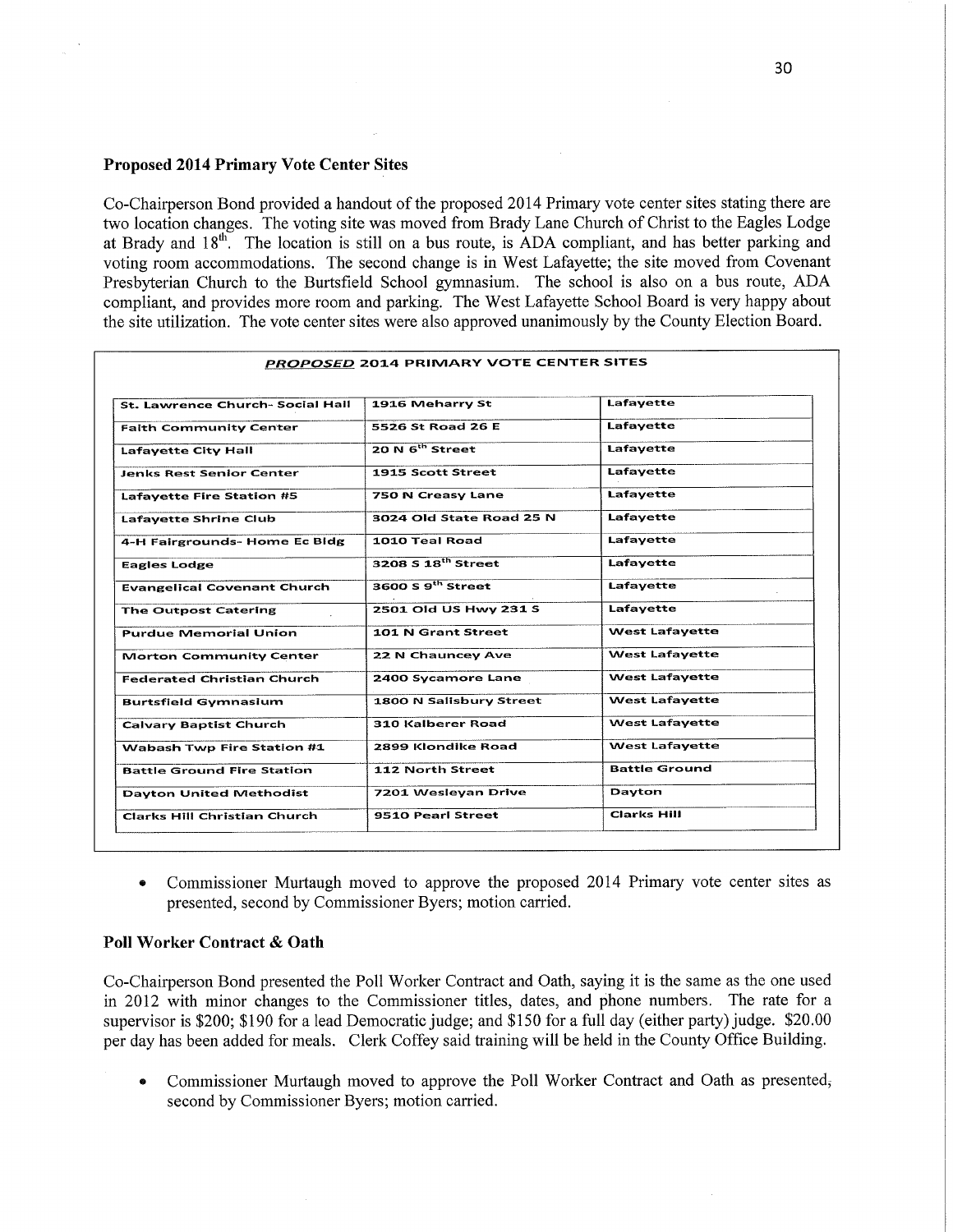### Proposed 2014 Primary Vote Center Sites

Co-Chairperson Bond provided a handout of the proposed 2014 Primary vote center sites stating there are two location changes. The voting site was moved from Brady Lane Church of Christ to the Eagles Lodge at Brady and 18th. The location is still on a bus route, is ADA compliant, and has better parking and voting room accommodations. The second change is in West Lafayette; the site moved from Covenant Presbyterian Church to the Burtsfield School gymnasium. The school is also on a bus route, ADA compliant, and provides more room and parking. The West Lafayette School Board is very happy about the site utilization. The vote center sites were also approved unanimously by the County Election Board.

***PROPOSED*** **2014 PRIMARY VOTE CENTER SITES**

| | | |
|---|---|---|
| St. Lawrence Church- Social Hall | 1916 Meharry St | Lafayette |
| Faith Community Center | 5526 St Road 26 E | Lafayette |
| Lafayette City Hall | 20 N 6th Street | Lafayette |
| Jenks Rest Senior Center | 1915 Scott Street | Lafayette |
| Lafayette Fire Station #5 | 750 N Creasy Lane | Lafayette |
| Lafayette Shrine Club | 3024 Old State Road 25 N | Lafayette |
| 4-H Fairgrounds- Home Ec Bldg | 1010 Teal Road | Lafayette |
| Eagles Lodge | 3208 S 18th Street | Lafayette |
| Evangelical Covenant Church | 3600 S 9th Street | Lafayette |
| The Outpost Catering | 2501 Old US Hwy 231 S | Lafayette |
| Purdue Memorial Union | 101 N Grant Street | West Lafayette |
| Morton Community Center | 22 N Chauncey Ave | West Lafayette |
| Federated Christian Church | 2400 Sycamore Lane | West Lafayette |
| Burtsfield Gymnasium | 1800 N Salisbury Street | West Lafayette |
| Calvary Baptist Church | 310 Kalberer Road | West Lafayette |
| Wabash Twp Fire Station #1 | 2899 Klondike Road | West Lafayette |
| Battle Ground Fire Station | 112 North Street | Battle Ground |
| Dayton United Methodist | 7201 Wesleyan Drive | Dayton |
| Clarks Hill Christian Church | 9510 Pearl Street | Clarks Hill |

- Commissioner Murtaugh moved to approve the proposed 2014 Primary vote center sites as presented, second by Commissioner Byers; motion carried.

### Poll Worker Contract & Oath

Co-Chairperson Bond presented the Poll Worker Contract and Oath, saying it is the same as the one used in 2012 with minor changes to the Commissioner titles, dates, and phone numbers. The rate for a supervisor is $200; $190 for a lead Democratic judge; and $150 for a full day (either party) judge. $20.00 per day has been added for meals. Clerk Coffey said training will be held in the County Office Building.

- Commissioner Murtaugh moved to approve the Poll Worker Contract and Oath as presented, second by Commissioner Byers; motion carried.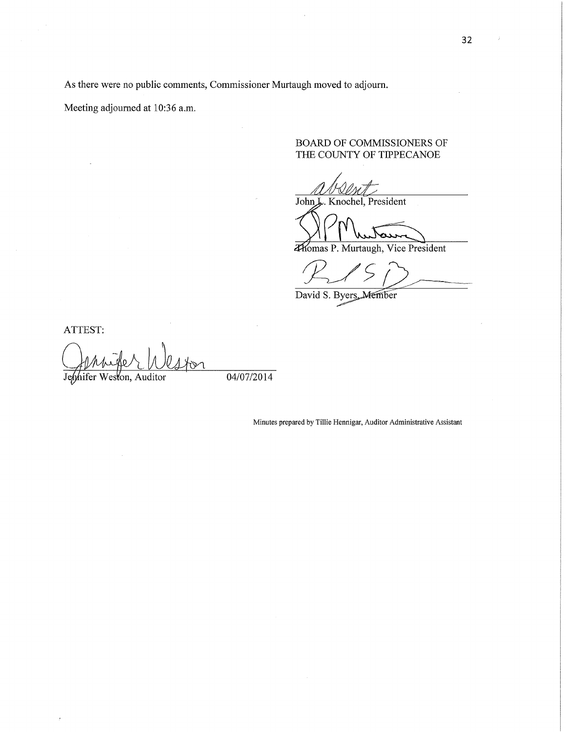As there were no public comments, Commissioner Murtaugh moved to adjourn.

Meeting adjourned at 10:36 a.m.

BOARD OF COMMISSIONERS OF
THE COUNTY OF TIPPECANOE

absent
John L. Knochel, President

Thomas P. Murtaugh, Vice President

David S. Byers, Member

ATTEST:

Jennifer Weston, Auditor 04/07/2014

Minutes prepared by Tillie Hennigar, Auditor Administrative Assistant